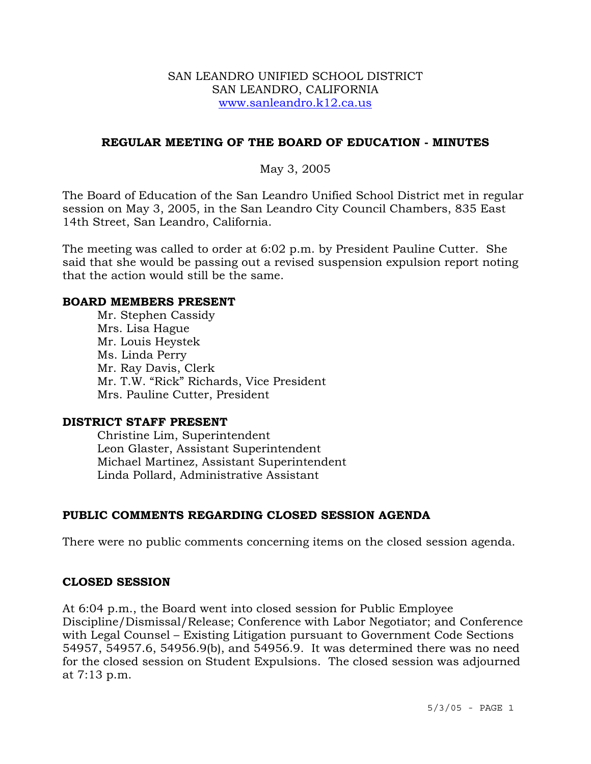SAN LEANDRO UNIFIED SCHOOL DISTRICT
SAN LEANDRO, CALIFORNIA
www.sanleandro.k12.ca.us

## REGULAR MEETING OF THE BOARD OF EDUCATION - MINUTES

May 3, 2005

The Board of Education of the San Leandro Unified School District met in regular session on May 3, 2005, in the San Leandro City Council Chambers, 835 East 14th Street, San Leandro, California.

The meeting was called to order at 6:02 p.m. by President Pauline Cutter. She said that she would be passing out a revised suspension expulsion report noting that the action would still be the same.

### BOARD MEMBERS PRESENT

Mr. Stephen Cassidy
Mrs. Lisa Hague
Mr. Louis Heystek
Ms. Linda Perry
Mr. Ray Davis, Clerk
Mr. T.W. "Rick" Richards, Vice President
Mrs. Pauline Cutter, President

### DISTRICT STAFF PRESENT

Christine Lim, Superintendent
Leon Glaster, Assistant Superintendent
Michael Martinez, Assistant Superintendent
Linda Pollard, Administrative Assistant

### PUBLIC COMMENTS REGARDING CLOSED SESSION AGENDA

There were no public comments concerning items on the closed session agenda.

### CLOSED SESSION

At 6:04 p.m., the Board went into closed session for Public Employee Discipline/Dismissal/Release; Conference with Labor Negotiator; and Conference with Legal Counsel – Existing Litigation pursuant to Government Code Sections 54957, 54957.6, 54956.9(b), and 54956.9. It was determined there was no need for the closed session on Student Expulsions. The closed session was adjourned at 7:13 p.m.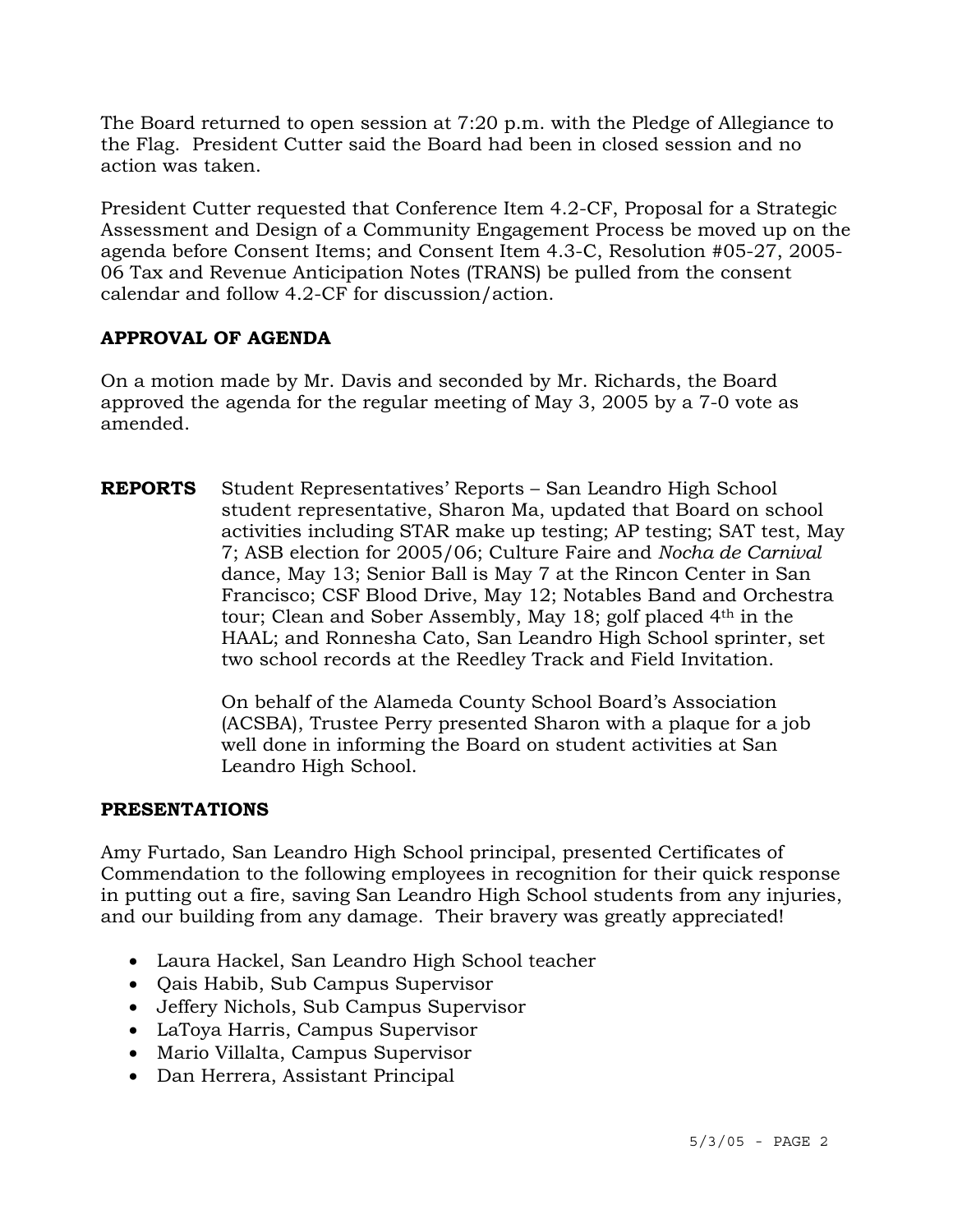The Board returned to open session at 7:20 p.m. with the Pledge of Allegiance to the Flag. President Cutter said the Board had been in closed session and no action was taken.

President Cutter requested that Conference Item 4.2-CF, Proposal for a Strategic Assessment and Design of a Community Engagement Process be moved up on the agenda before Consent Items; and Consent Item 4.3-C, Resolution #05-27, 2005-06 Tax and Revenue Anticipation Notes (TRANS) be pulled from the consent calendar and follow 4.2-CF for discussion/action.

**APPROVAL OF AGENDA**

On a motion made by Mr. Davis and seconded by Mr. Richards, the Board approved the agenda for the regular meeting of May 3, 2005 by a 7-0 vote as amended.

**REPORTS** Student Representatives' Reports – San Leandro High School student representative, Sharon Ma, updated that Board on school activities including STAR make up testing; AP testing; SAT test, May 7; ASB election for 2005/06; Culture Faire and *Nocha de Carnival* dance, May 13; Senior Ball is May 7 at the Rincon Center in San Francisco; CSF Blood Drive, May 12; Notables Band and Orchestra tour; Clean and Sober Assembly, May 18; golf placed 4th in the HAAL; and Ronnesha Cato, San Leandro High School sprinter, set two school records at the Reedley Track and Field Invitation.

On behalf of the Alameda County School Board's Association (ACSBA), Trustee Perry presented Sharon with a plaque for a job well done in informing the Board on student activities at San Leandro High School.

**PRESENTATIONS**

Amy Furtado, San Leandro High School principal, presented Certificates of Commendation to the following employees in recognition for their quick response in putting out a fire, saving San Leandro High School students from any injuries, and our building from any damage. Their bravery was greatly appreciated!

- Laura Hackel, San Leandro High School teacher
- Qais Habib, Sub Campus Supervisor
- Jeffery Nichols, Sub Campus Supervisor
- LaToya Harris, Campus Supervisor
- Mario Villalta, Campus Supervisor
- Dan Herrera, Assistant Principal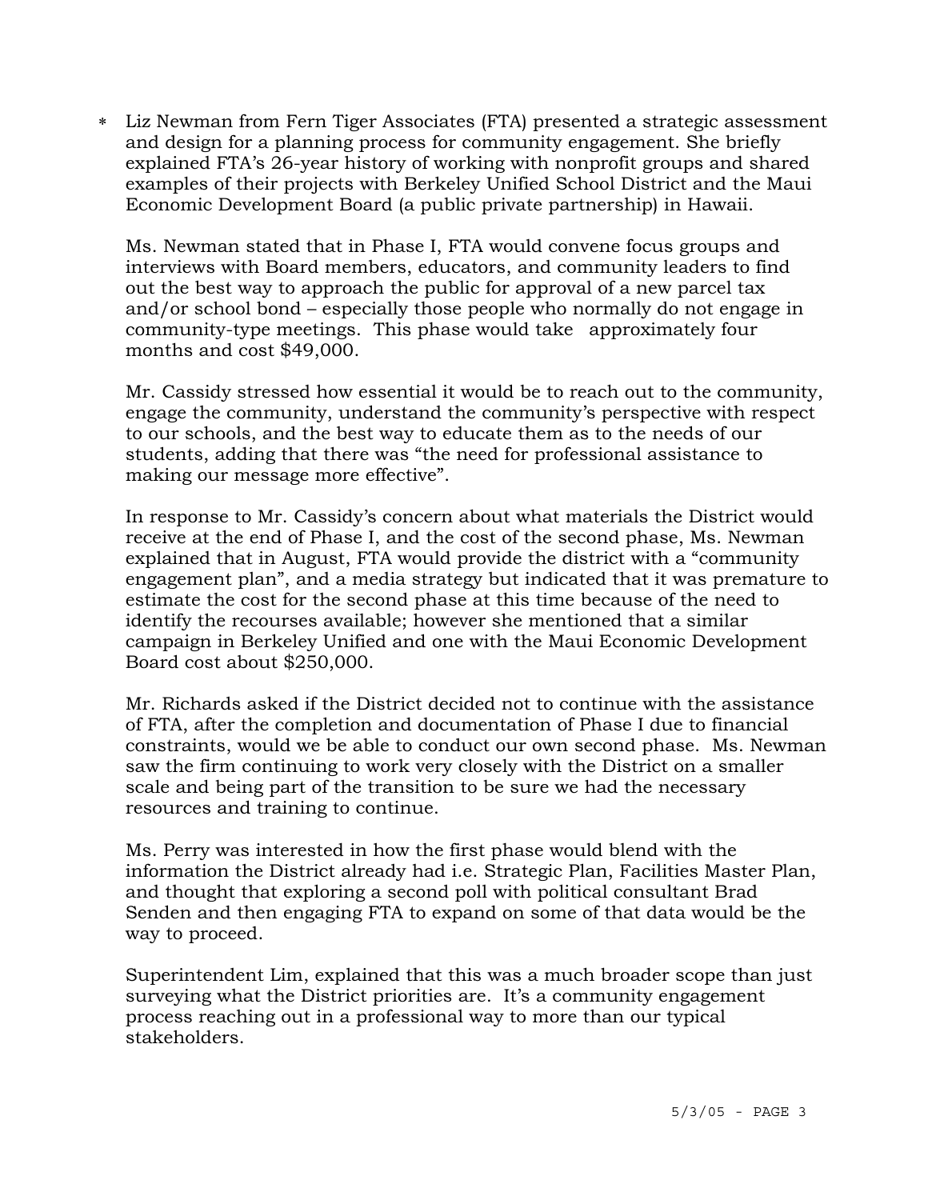* Liz Newman from Fern Tiger Associates (FTA) presented a strategic assessment and design for a planning process for community engagement. She briefly explained FTA's 26-year history of working with nonprofit groups and shared examples of their projects with Berkeley Unified School District and the Maui Economic Development Board (a public private partnership) in Hawaii.

  Ms. Newman stated that in Phase I, FTA would convene focus groups and interviews with Board members, educators, and community leaders to find out the best way to approach the public for approval of a new parcel tax and/or school bond – especially those people who normally do not engage in community-type meetings. This phase would take approximately four months and cost $49,000.

  Mr. Cassidy stressed how essential it would be to reach out to the community, engage the community, understand the community's perspective with respect to our schools, and the best way to educate them as to the needs of our students, adding that there was "the need for professional assistance to making our message more effective".

  In response to Mr. Cassidy's concern about what materials the District would receive at the end of Phase I, and the cost of the second phase, Ms. Newman explained that in August, FTA would provide the district with a "community engagement plan", and a media strategy but indicated that it was premature to estimate the cost for the second phase at this time because of the need to identify the recourses available; however she mentioned that a similar campaign in Berkeley Unified and one with the Maui Economic Development Board cost about $250,000.

  Mr. Richards asked if the District decided not to continue with the assistance of FTA, after the completion and documentation of Phase I due to financial constraints, would we be able to conduct our own second phase. Ms. Newman saw the firm continuing to work very closely with the District on a smaller scale and being part of the transition to be sure we had the necessary resources and training to continue.

  Ms. Perry was interested in how the first phase would blend with the information the District already had i.e. Strategic Plan, Facilities Master Plan, and thought that exploring a second poll with political consultant Brad Senden and then engaging FTA to expand on some of that data would be the way to proceed.

  Superintendent Lim, explained that this was a much broader scope than just surveying what the District priorities are. It's a community engagement process reaching out in a professional way to more than our typical stakeholders.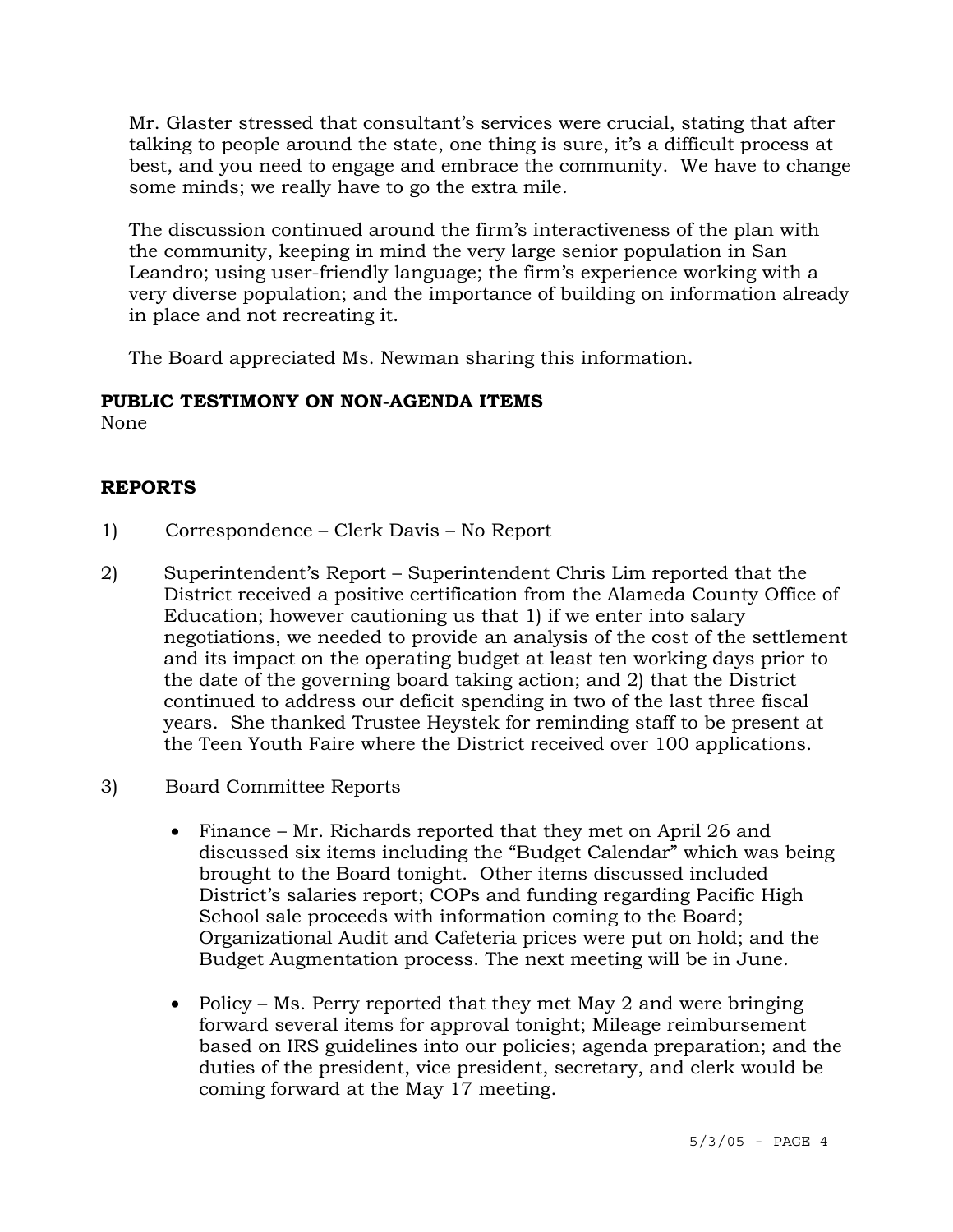Mr. Glaster stressed that consultant's services were crucial, stating that after talking to people around the state, one thing is sure, it's a difficult process at best, and you need to engage and embrace the community. We have to change some minds; we really have to go the extra mile.

The discussion continued around the firm's interactiveness of the plan with the community, keeping in mind the very large senior population in San Leandro; using user-friendly language; the firm's experience working with a very diverse population; and the importance of building on information already in place and not recreating it.

The Board appreciated Ms. Newman sharing this information.

**PUBLIC TESTIMONY ON NON-AGENDA ITEMS**
None

**REPORTS**

1) Correspondence – Clerk Davis – No Report

2) Superintendent's Report – Superintendent Chris Lim reported that the District received a positive certification from the Alameda County Office of Education; however cautioning us that 1) if we enter into salary negotiations, we needed to provide an analysis of the cost of the settlement and its impact on the operating budget at least ten working days prior to the date of the governing board taking action; and 2) that the District continued to address our deficit spending in two of the last three fiscal years. She thanked Trustee Heystek for reminding staff to be present at the Teen Youth Faire where the District received over 100 applications.

3) Board Committee Reports

   - Finance – Mr. Richards reported that they met on April 26 and discussed six items including the "Budget Calendar" which was being brought to the Board tonight. Other items discussed included District's salaries report; COPs and funding regarding Pacific High School sale proceeds with information coming to the Board; Organizational Audit and Cafeteria prices were put on hold; and the Budget Augmentation process. The next meeting will be in June.

   - Policy – Ms. Perry reported that they met May 2 and were bringing forward several items for approval tonight; Mileage reimbursement based on IRS guidelines into our policies; agenda preparation; and the duties of the president, vice president, secretary, and clerk would be coming forward at the May 17 meeting.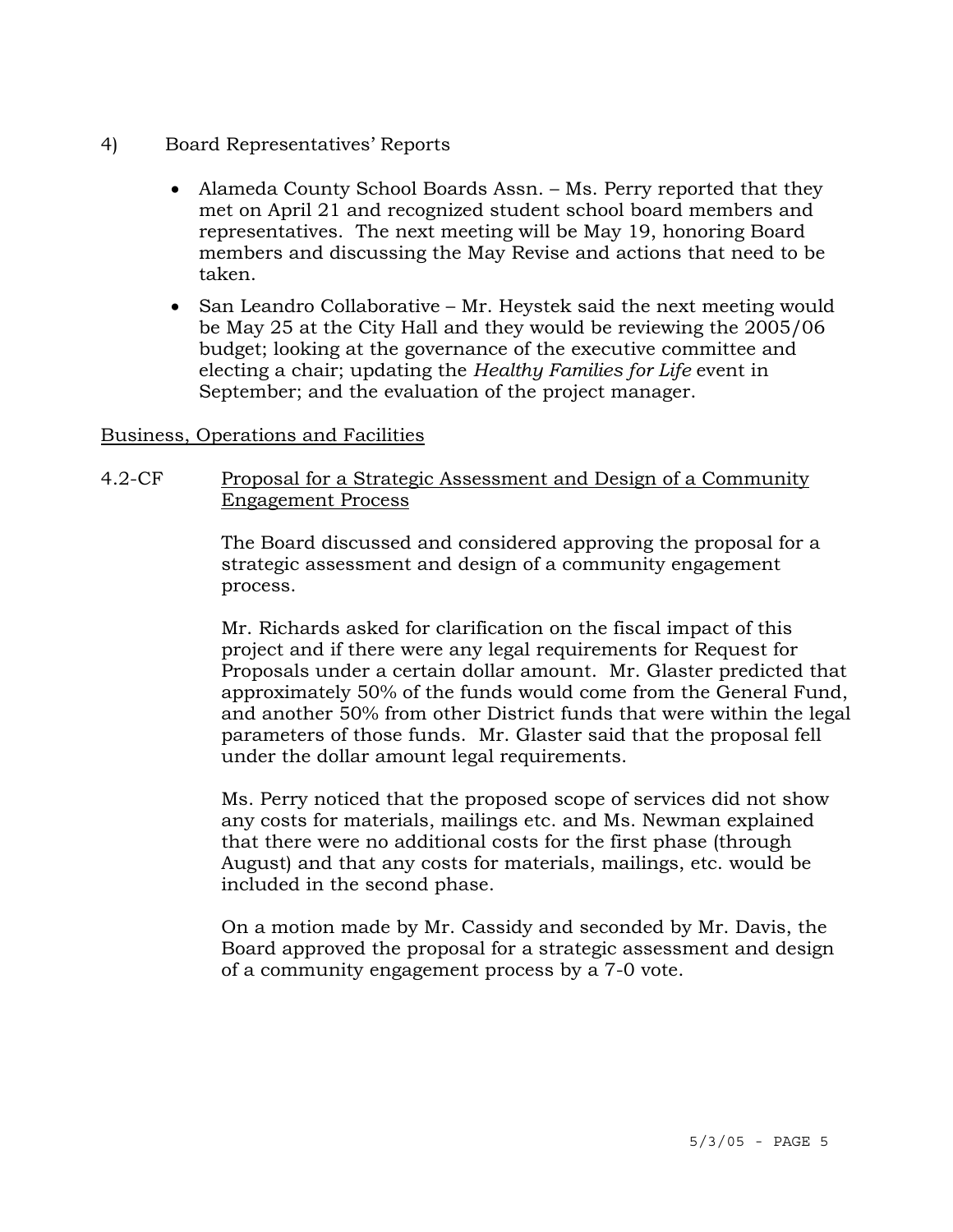4) Board Representatives' Reports

- Alameda County School Boards Assn. – Ms. Perry reported that they met on April 21 and recognized student school board members and representatives. The next meeting will be May 19, honoring Board members and discussing the May Revise and actions that need to be taken.
- San Leandro Collaborative – Mr. Heystek said the next meeting would be May 25 at the City Hall and they would be reviewing the 2005/06 budget; looking at the governance of the executive committee and electing a chair; updating the *Healthy Families for Life* event in September; and the evaluation of the project manager.

<u>Business, Operations and Facilities</u>

4.2-CF <u>Proposal for a Strategic Assessment and Design of a Community Engagement Process</u>

The Board discussed and considered approving the proposal for a strategic assessment and design of a community engagement process.

Mr. Richards asked for clarification on the fiscal impact of this project and if there were any legal requirements for Request for Proposals under a certain dollar amount. Mr. Glaster predicted that approximately 50% of the funds would come from the General Fund, and another 50% from other District funds that were within the legal parameters of those funds. Mr. Glaster said that the proposal fell under the dollar amount legal requirements.

Ms. Perry noticed that the proposed scope of services did not show any costs for materials, mailings etc. and Ms. Newman explained that there were no additional costs for the first phase (through August) and that any costs for materials, mailings, etc. would be included in the second phase.

On a motion made by Mr. Cassidy and seconded by Mr. Davis, the Board approved the proposal for a strategic assessment and design of a community engagement process by a 7-0 vote.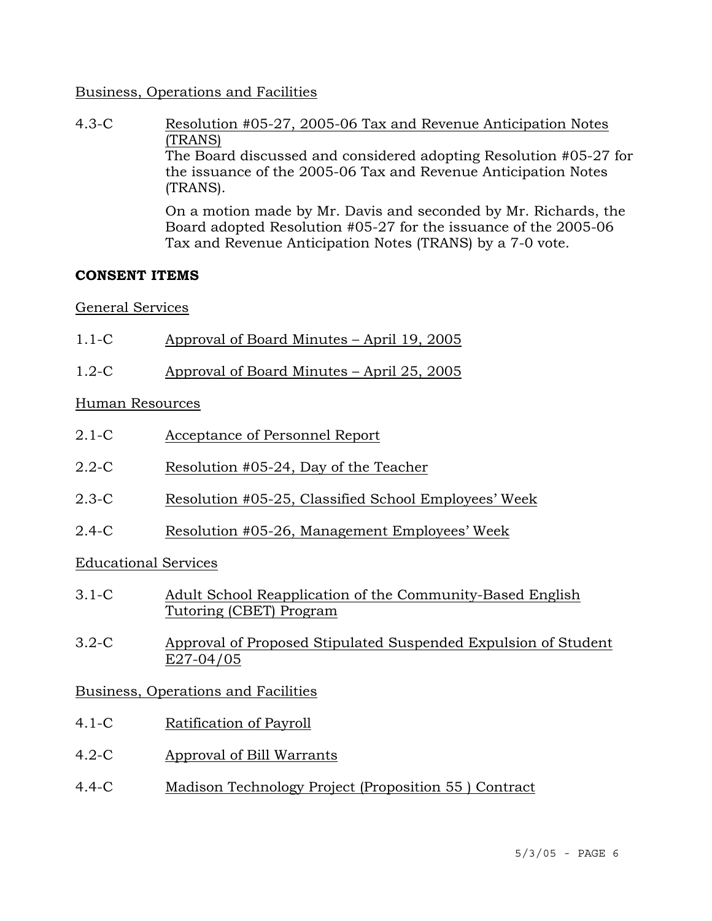Business, Operations and Facilities

4.3-C Resolution #05-27, 2005-06 Tax and Revenue Anticipation Notes (TRANS)

The Board discussed and considered adopting Resolution #05-27 for the issuance of the 2005-06 Tax and Revenue Anticipation Notes (TRANS).

On a motion made by Mr. Davis and seconded by Mr. Richards, the Board adopted Resolution #05-27 for the issuance of the 2005-06 Tax and Revenue Anticipation Notes (TRANS) by a 7-0 vote.

**CONSENT ITEMS**

General Services

1.1-C Approval of Board Minutes – April 19, 2005

1.2-C Approval of Board Minutes – April 25, 2005

Human Resources

2.1-C Acceptance of Personnel Report

2.2-C Resolution #05-24, Day of the Teacher

2.3-C Resolution #05-25, Classified School Employees' Week

2.4-C Resolution #05-26, Management Employees' Week

Educational Services

3.1-C Adult School Reapplication of the Community-Based English Tutoring (CBET) Program

3.2-C Approval of Proposed Stipulated Suspended Expulsion of Student E27-04/05

Business, Operations and Facilities

4.1-C Ratification of Payroll

4.2-C Approval of Bill Warrants

4.4-C Madison Technology Project (Proposition 55 ) Contract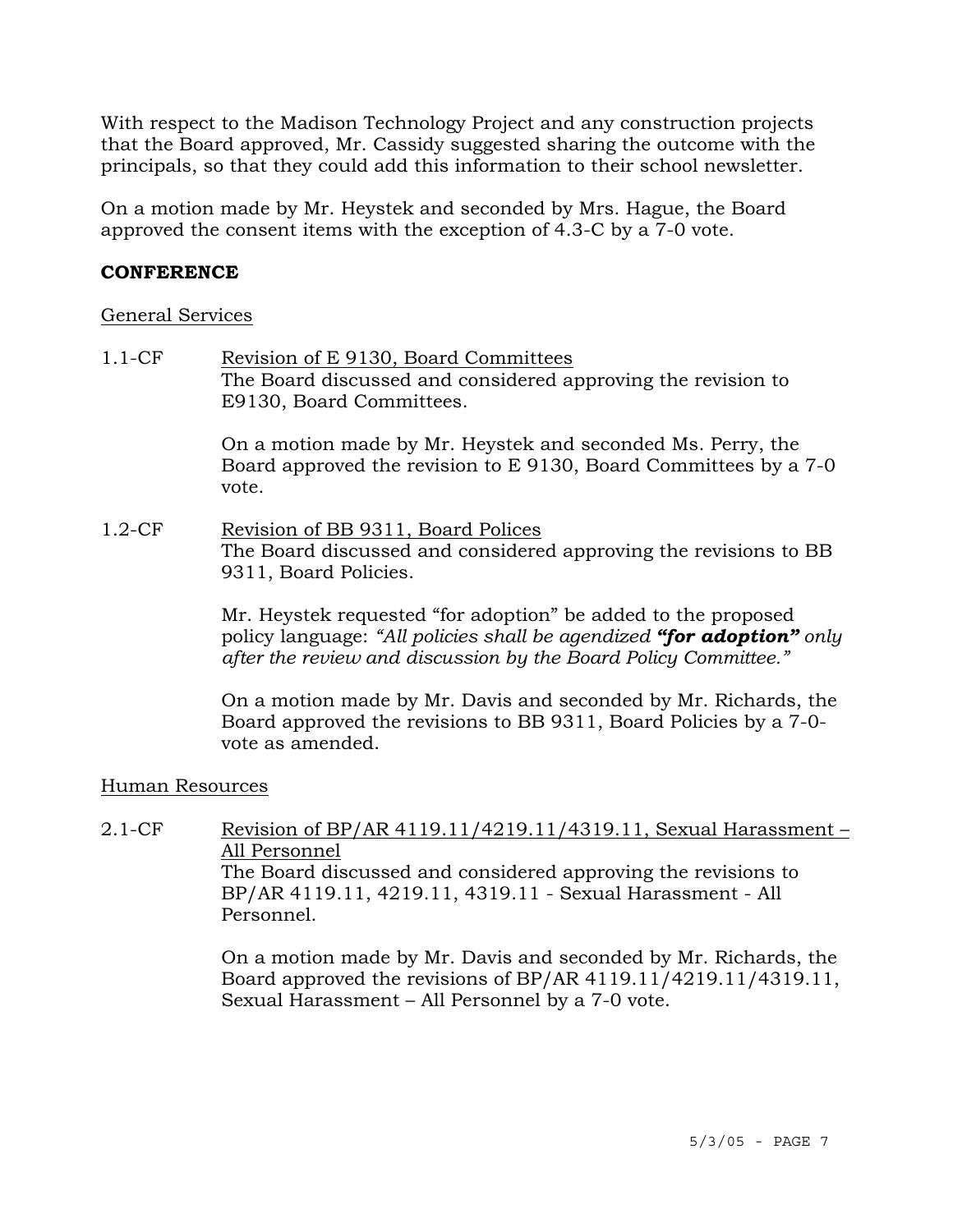With respect to the Madison Technology Project and any construction projects that the Board approved, Mr. Cassidy suggested sharing the outcome with the principals, so that they could add this information to their school newsletter.

On a motion made by Mr. Heystek and seconded by Mrs. Hague, the Board approved the consent items with the exception of 4.3-C by a 7-0 vote.

**CONFERENCE**

General Services

1.1-CF Revision of E 9130, Board Committees
The Board discussed and considered approving the revision to E9130, Board Committees.

On a motion made by Mr. Heystek and seconded Ms. Perry, the Board approved the revision to E 9130, Board Committees by a 7-0 vote.

1.2-CF Revision of BB 9311, Board Polices
The Board discussed and considered approving the revisions to BB 9311, Board Policies.

Mr. Heystek requested "for adoption" be added to the proposed policy language: *"All policies shall be agendized **"for adoption"** only after the review and discussion by the Board Policy Committee."*

On a motion made by Mr. Davis and seconded by Mr. Richards, the Board approved the revisions to BB 9311, Board Policies by a 7-0-vote as amended.

Human Resources

2.1-CF Revision of BP/AR 4119.11/4219.11/4319.11, Sexual Harassment – All Personnel
The Board discussed and considered approving the revisions to BP/AR 4119.11, 4219.11, 4319.11 - Sexual Harassment - All Personnel.

On a motion made by Mr. Davis and seconded by Mr. Richards, the Board approved the revisions of BP/AR 4119.11/4219.11/4319.11, Sexual Harassment – All Personnel by a 7-0 vote.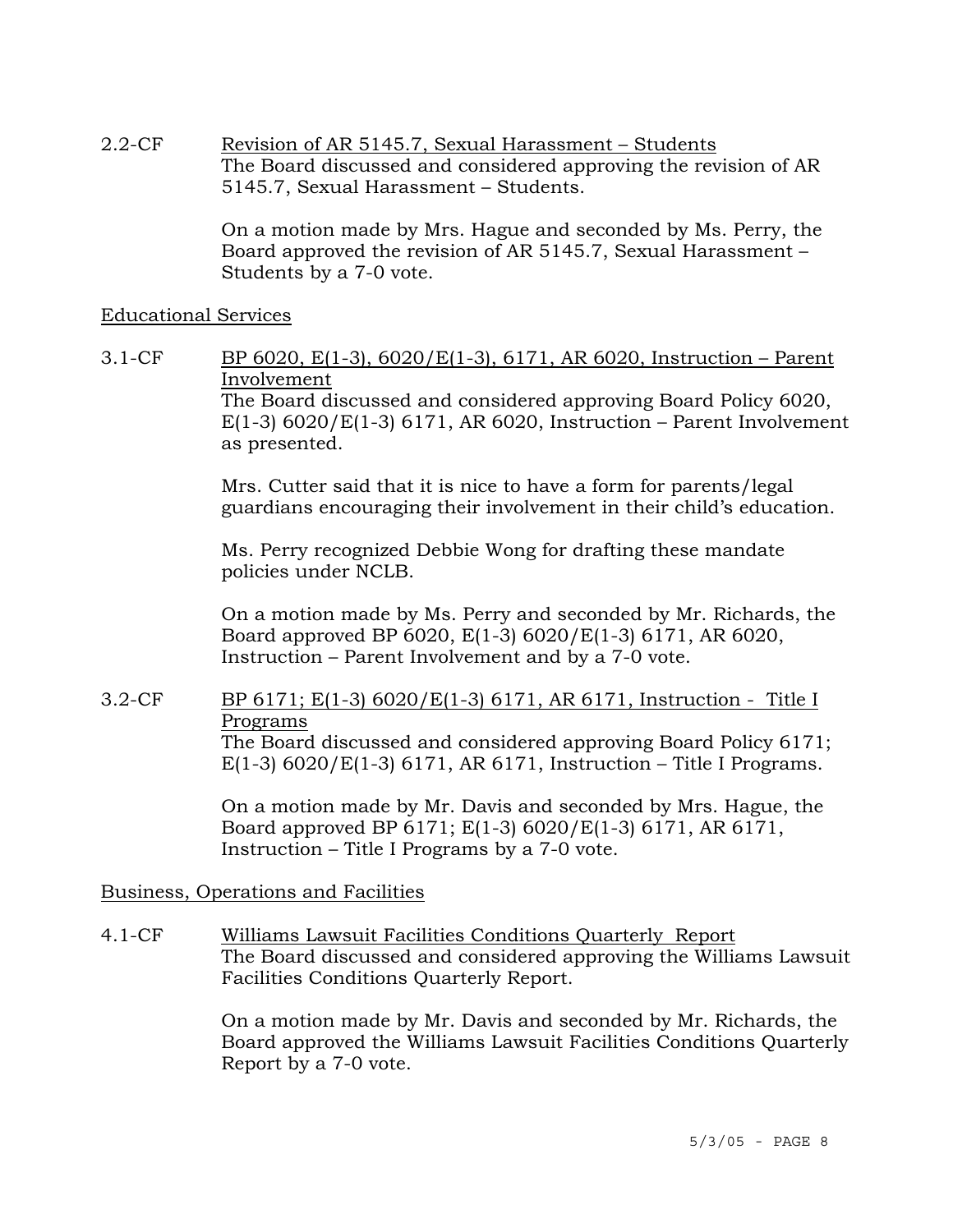2.2-CF Revision of AR 5145.7, Sexual Harassment – Students

The Board discussed and considered approving the revision of AR 5145.7, Sexual Harassment – Students.

On a motion made by Mrs. Hague and seconded by Ms. Perry, the Board approved the revision of AR 5145.7, Sexual Harassment – Students by a 7-0 vote.

Educational Services

3.1-CF BP 6020, E(1-3), 6020/E(1-3), 6171, AR 6020, Instruction – Parent Involvement

The Board discussed and considered approving Board Policy 6020, E(1-3) 6020/E(1-3) 6171, AR 6020, Instruction – Parent Involvement as presented.

Mrs. Cutter said that it is nice to have a form for parents/legal guardians encouraging their involvement in their child's education.

Ms. Perry recognized Debbie Wong for drafting these mandate policies under NCLB.

On a motion made by Ms. Perry and seconded by Mr. Richards, the Board approved BP 6020, E(1-3) 6020/E(1-3) 6171, AR 6020, Instruction – Parent Involvement and by a 7-0 vote.

3.2-CF BP 6171; E(1-3) 6020/E(1-3) 6171, AR 6171, Instruction - Title I Programs

The Board discussed and considered approving Board Policy 6171; E(1-3) 6020/E(1-3) 6171, AR 6171, Instruction – Title I Programs.

On a motion made by Mr. Davis and seconded by Mrs. Hague, the Board approved BP 6171; E(1-3) 6020/E(1-3) 6171, AR 6171, Instruction – Title I Programs by a 7-0 vote.

Business, Operations and Facilities

4.1-CF Williams Lawsuit Facilities Conditions Quarterly Report

The Board discussed and considered approving the Williams Lawsuit Facilities Conditions Quarterly Report.

On a motion made by Mr. Davis and seconded by Mr. Richards, the Board approved the Williams Lawsuit Facilities Conditions Quarterly Report by a 7-0 vote.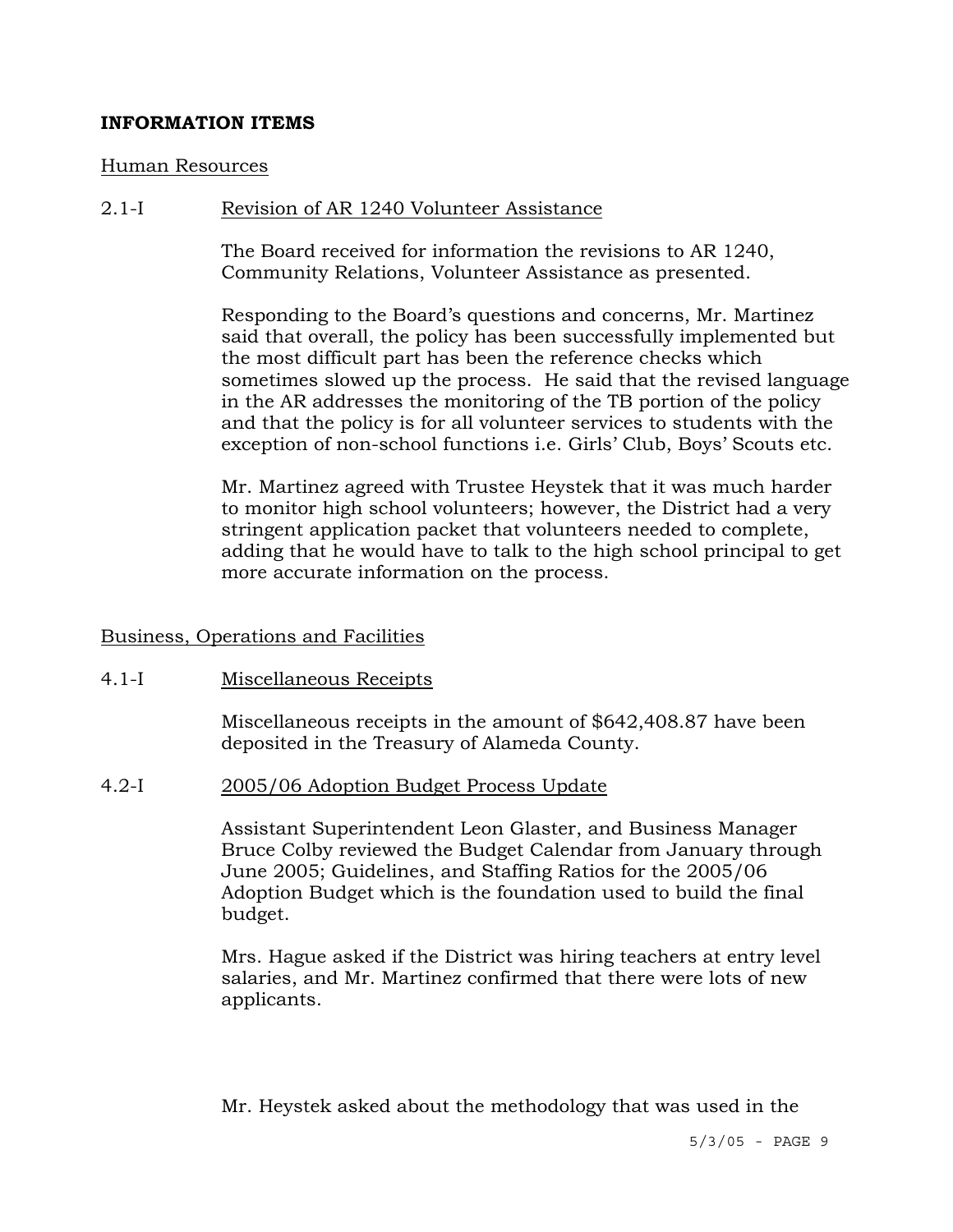**INFORMATION ITEMS**

Human Resources

2.1-I Revision of AR 1240 Volunteer Assistance

The Board received for information the revisions to AR 1240, Community Relations, Volunteer Assistance as presented.

Responding to the Board's questions and concerns, Mr. Martinez said that overall, the policy has been successfully implemented but the most difficult part has been the reference checks which sometimes slowed up the process. He said that the revised language in the AR addresses the monitoring of the TB portion of the policy and that the policy is for all volunteer services to students with the exception of non-school functions i.e. Girls' Club, Boys' Scouts etc.

Mr. Martinez agreed with Trustee Heystek that it was much harder to monitor high school volunteers; however, the District had a very stringent application packet that volunteers needed to complete, adding that he would have to talk to the high school principal to get more accurate information on the process.

Business, Operations and Facilities

4.1-I Miscellaneous Receipts

Miscellaneous receipts in the amount of $642,408.87 have been deposited in the Treasury of Alameda County.

4.2-I 2005/06 Adoption Budget Process Update

Assistant Superintendent Leon Glaster, and Business Manager Bruce Colby reviewed the Budget Calendar from January through June 2005; Guidelines, and Staffing Ratios for the 2005/06 Adoption Budget which is the foundation used to build the final budget.

Mrs. Hague asked if the District was hiring teachers at entry level salaries, and Mr. Martinez confirmed that there were lots of new applicants.

Mr. Heystek asked about the methodology that was used in the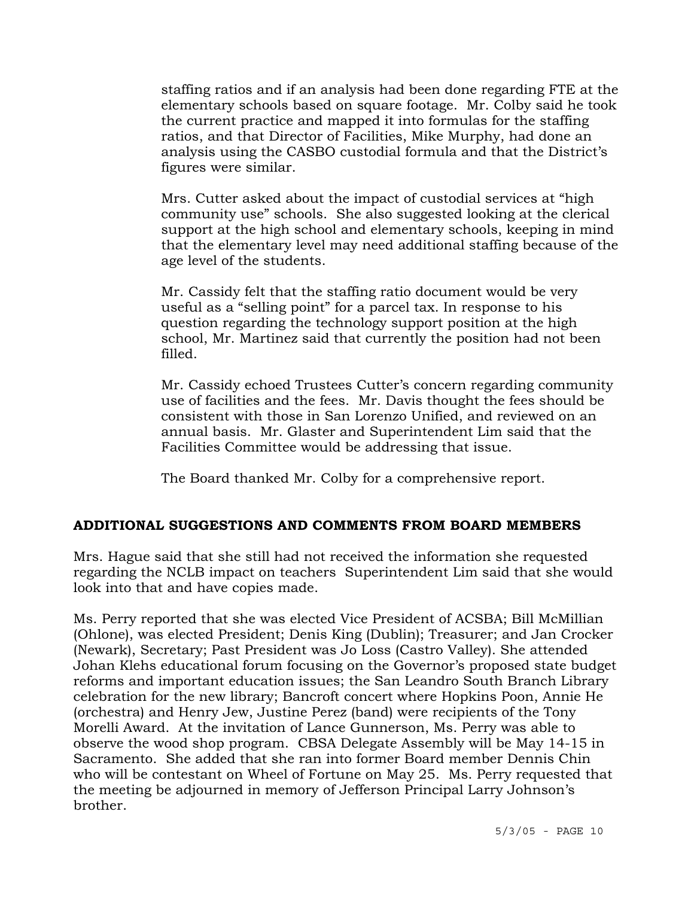staffing ratios and if an analysis had been done regarding FTE at the elementary schools based on square footage. Mr. Colby said he took the current practice and mapped it into formulas for the staffing ratios, and that Director of Facilities, Mike Murphy, had done an analysis using the CASBO custodial formula and that the District's figures were similar.

Mrs. Cutter asked about the impact of custodial services at "high community use" schools. She also suggested looking at the clerical support at the high school and elementary schools, keeping in mind that the elementary level may need additional staffing because of the age level of the students.

Mr. Cassidy felt that the staffing ratio document would be very useful as a "selling point" for a parcel tax. In response to his question regarding the technology support position at the high school, Mr. Martinez said that currently the position had not been filled.

Mr. Cassidy echoed Trustees Cutter's concern regarding community use of facilities and the fees. Mr. Davis thought the fees should be consistent with those in San Lorenzo Unified, and reviewed on an annual basis. Mr. Glaster and Superintendent Lim said that the Facilities Committee would be addressing that issue.

The Board thanked Mr. Colby for a comprehensive report.

## ADDITIONAL SUGGESTIONS AND COMMENTS FROM BOARD MEMBERS

Mrs. Hague said that she still had not received the information she requested regarding the NCLB impact on teachers Superintendent Lim said that she would look into that and have copies made.

Ms. Perry reported that she was elected Vice President of ACSBA; Bill McMillian (Ohlone), was elected President; Denis King (Dublin); Treasurer; and Jan Crocker (Newark), Secretary; Past President was Jo Loss (Castro Valley). She attended Johan Klehs educational forum focusing on the Governor's proposed state budget reforms and important education issues; the San Leandro South Branch Library celebration for the new library; Bancroft concert where Hopkins Poon, Annie He (orchestra) and Henry Jew, Justine Perez (band) were recipients of the Tony Morelli Award. At the invitation of Lance Gunnerson, Ms. Perry was able to observe the wood shop program. CBSA Delegate Assembly will be May 14-15 in Sacramento. She added that she ran into former Board member Dennis Chin who will be contestant on Wheel of Fortune on May 25. Ms. Perry requested that the meeting be adjourned in memory of Jefferson Principal Larry Johnson's brother.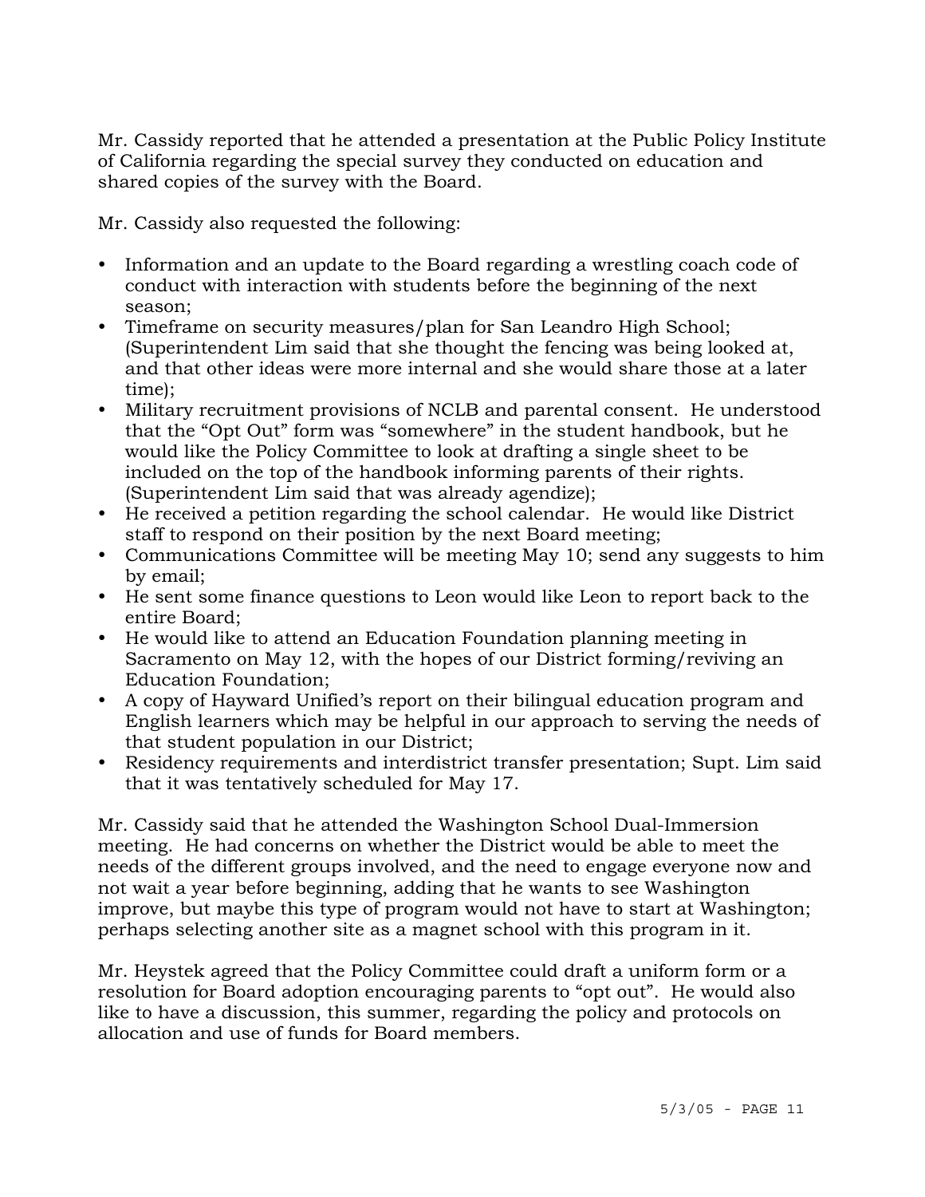Mr. Cassidy reported that he attended a presentation at the Public Policy Institute of California regarding the special survey they conducted on education and shared copies of the survey with the Board.

Mr. Cassidy also requested the following:

- Information and an update to the Board regarding a wrestling coach code of conduct with interaction with students before the beginning of the next season;
- Timeframe on security measures/plan for San Leandro High School; (Superintendent Lim said that she thought the fencing was being looked at, and that other ideas were more internal and she would share those at a later time);
- Military recruitment provisions of NCLB and parental consent. He understood that the "Opt Out" form was "somewhere" in the student handbook, but he would like the Policy Committee to look at drafting a single sheet to be included on the top of the handbook informing parents of their rights. (Superintendent Lim said that was already agendize);
- He received a petition regarding the school calendar. He would like District staff to respond on their position by the next Board meeting;
- Communications Committee will be meeting May 10; send any suggests to him by email;
- He sent some finance questions to Leon would like Leon to report back to the entire Board;
- He would like to attend an Education Foundation planning meeting in Sacramento on May 12, with the hopes of our District forming/reviving an Education Foundation;
- A copy of Hayward Unified's report on their bilingual education program and English learners which may be helpful in our approach to serving the needs of that student population in our District;
- Residency requirements and interdistrict transfer presentation; Supt. Lim said that it was tentatively scheduled for May 17.

Mr. Cassidy said that he attended the Washington School Dual-Immersion meeting. He had concerns on whether the District would be able to meet the needs of the different groups involved, and the need to engage everyone now and not wait a year before beginning, adding that he wants to see Washington improve, but maybe this type of program would not have to start at Washington; perhaps selecting another site as a magnet school with this program in it.

Mr. Heystek agreed that the Policy Committee could draft a uniform form or a resolution for Board adoption encouraging parents to "opt out". He would also like to have a discussion, this summer, regarding the policy and protocols on allocation and use of funds for Board members.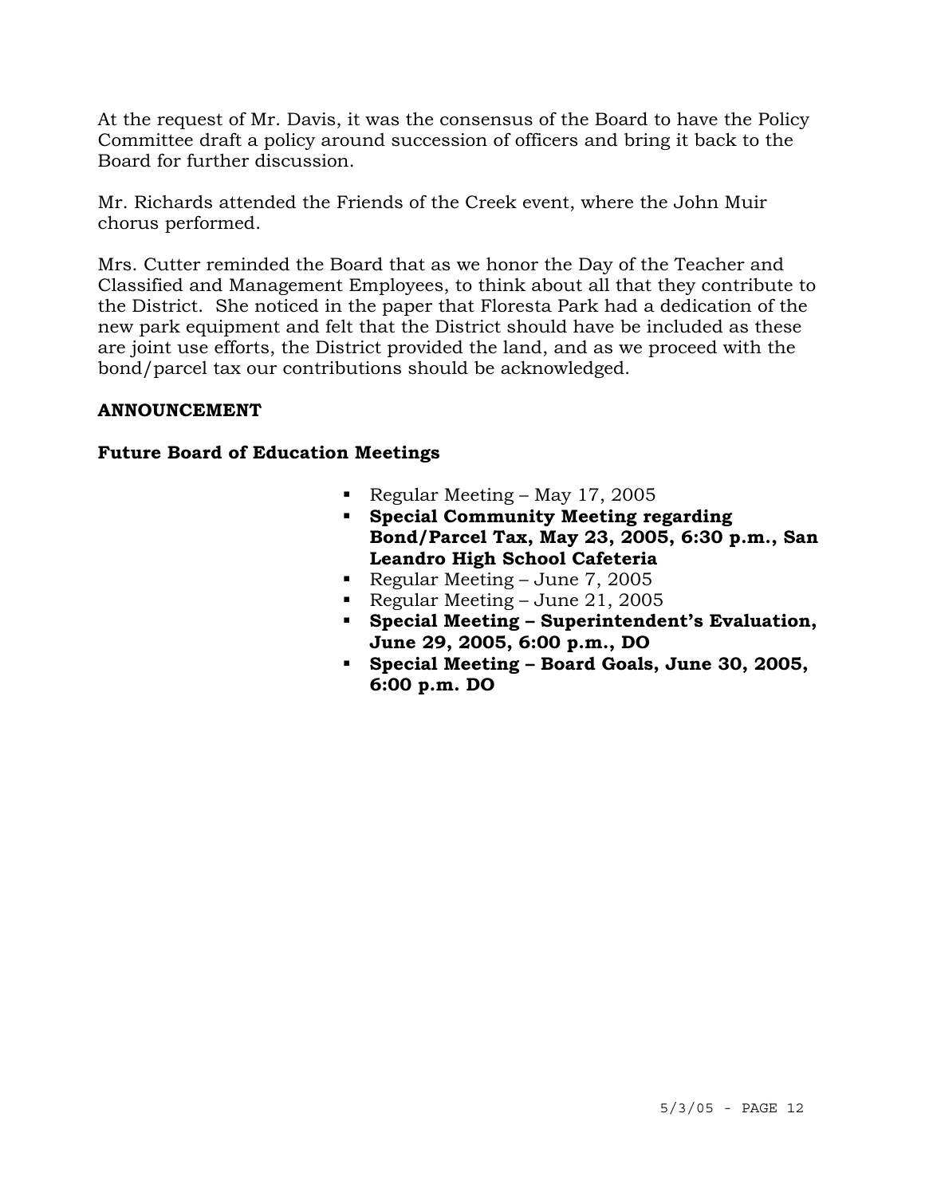At the request of Mr. Davis, it was the consensus of the Board to have the Policy Committee draft a policy around succession of officers and bring it back to the Board for further discussion.

Mr. Richards attended the Friends of the Creek event, where the John Muir chorus performed.

Mrs. Cutter reminded the Board that as we honor the Day of the Teacher and Classified and Management Employees, to think about all that they contribute to the District. She noticed in the paper that Floresta Park had a dedication of the new park equipment and felt that the District should have be included as these are joint use efforts, the District provided the land, and as we proceed with the bond/parcel tax our contributions should be acknowledged.

**ANNOUNCEMENT**

**Future Board of Education Meetings**

- Regular Meeting – May 17, 2005
- **Special Community Meeting regarding Bond/Parcel Tax, May 23, 2005, 6:30 p.m., San Leandro High School Cafeteria**
- Regular Meeting – June 7, 2005
- Regular Meeting – June 21, 2005
- **Special Meeting – Superintendent's Evaluation, June 29, 2005, 6:00 p.m., DO**
- **Special Meeting – Board Goals, June 30, 2005, 6:00 p.m. DO**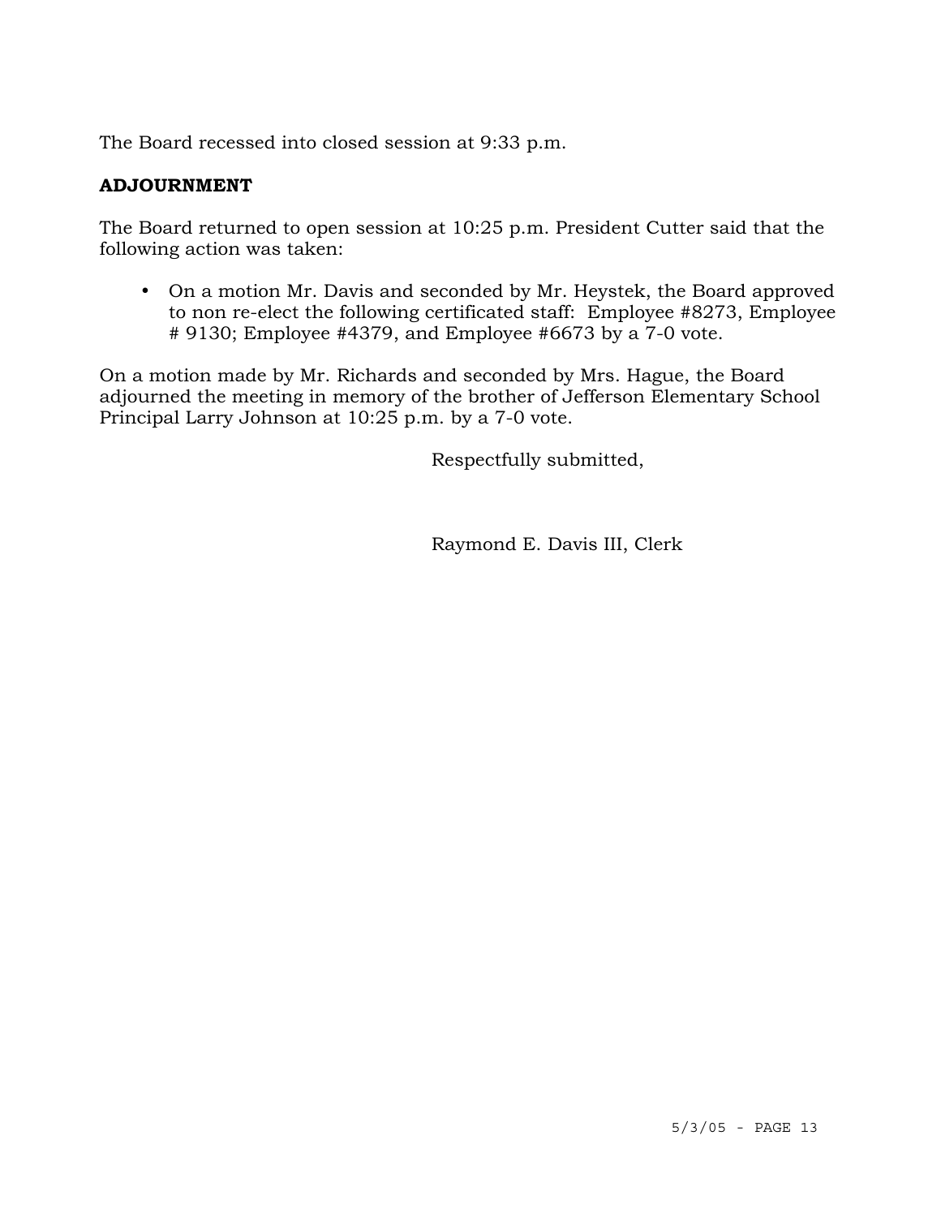The Board recessed into closed session at 9:33 p.m.

**ADJOURNMENT**

The Board returned to open session at 10:25 p.m. President Cutter said that the following action was taken:

- On a motion Mr. Davis and seconded by Mr. Heystek, the Board approved to non re-elect the following certificated staff: Employee #8273, Employee # 9130; Employee #4379, and Employee #6673 by a 7-0 vote.

On a motion made by Mr. Richards and seconded by Mrs. Hague, the Board adjourned the meeting in memory of the brother of Jefferson Elementary School Principal Larry Johnson at 10:25 p.m. by a 7-0 vote.

Respectfully submitted,

Raymond E. Davis III, Clerk